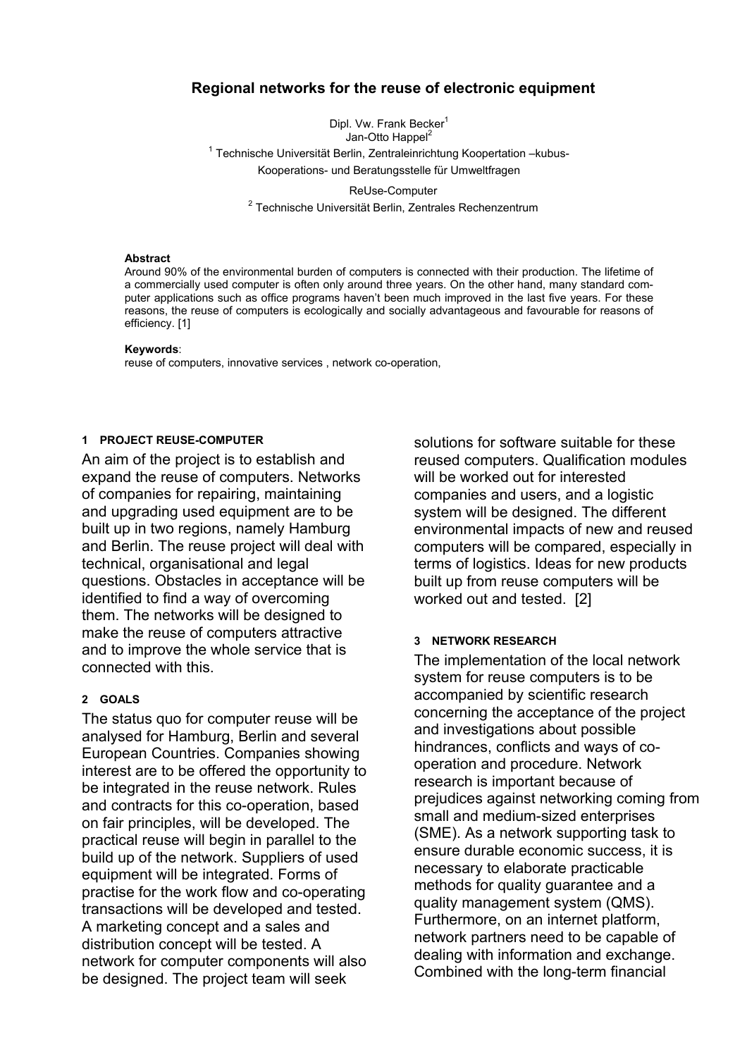# Regional networks for the reuse of electronic equipment

Dipl. Vw. Frank Becker[1]
Jan-Otto Happel[2]

[1] Technische Universität Berlin, Zentraleinrichtung Koopertation –kubus-
Kooperations- und Beratungsstelle für Umweltfragen

ReUse-Computer

[2] Technische Universität Berlin, Zentrales Rechenzentrum

**Abstract**

Around 90% of the environmental burden of computers is connected with their production. The lifetime of a commercially used computer is often only around three years. On the other hand, many standard computer applications such as office programs haven't been much improved in the last five years. For these reasons, the reuse of computers is ecologically and socially advantageous and favourable for reasons of efficiency. [1]

**Keywords**:
reuse of computers, innovative services , network co-operation,

## 1 PROJECT REUSE-COMPUTER

An aim of the project is to establish and expand the reuse of computers. Networks of companies for repairing, maintaining and upgrading used equipment are to be built up in two regions, namely Hamburg and Berlin. The reuse project will deal with technical, organisational and legal questions. Obstacles in acceptance will be identified to find a way of overcoming them. The networks will be designed to make the reuse of computers attractive and to improve the whole service that is connected with this.

## 2 GOALS

The status quo for computer reuse will be analysed for Hamburg, Berlin and several European Countries. Companies showing interest are to be offered the opportunity to be integrated in the reuse network. Rules and contracts for this co-operation, based on fair principles, will be developed. The practical reuse will begin in parallel to the build up of the network. Suppliers of used equipment will be integrated. Forms of practise for the work flow and co-operating transactions will be developed and tested. A marketing concept and a sales and distribution concept will be tested. A network for computer components will also be designed. The project team will seek solutions for software suitable for these reused computers. Qualification modules will be worked out for interested companies and users, and a logistic system will be designed. The different environmental impacts of new and reused computers will be compared, especially in terms of logistics. Ideas for new products built up from reuse computers will be worked out and tested. [2]

## 3 NETWORK RESEARCH

The implementation of the local network system for reuse computers is to be accompanied by scientific research concerning the acceptance of the project and investigations about possible hindrances, conflicts and ways of co-operation and procedure. Network research is important because of prejudices against networking coming from small and medium-sized enterprises (SME). As a network supporting task to ensure durable economic success, it is necessary to elaborate practicable methods for quality guarantee and a quality management system (QMS). Furthermore, on an internet platform, network partners need to be capable of dealing with information and exchange. Combined with the long-term financial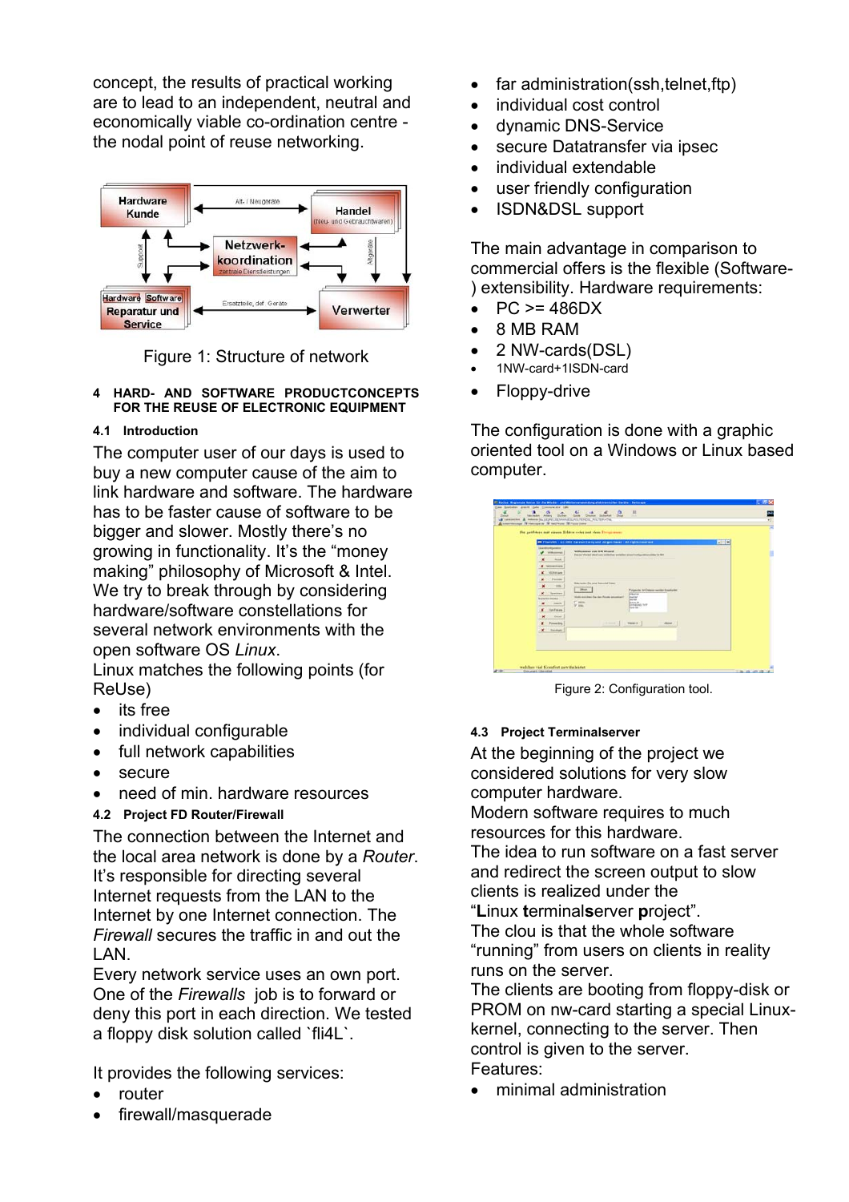concept, the results of practical working are to lead to an independent, neutral and economically viable co-ordination centre - the nodal point of reuse networking.

Figure 1: Structure of network

### 4 HARD- AND SOFTWARE PRODUCTCONCEPTS FOR THE REUSE OF ELECTRONIC EQUIPMENT

#### 4.1 Introduction

The computer user of our days is used to buy a new computer cause of the aim to link hardware and software. The hardware has to be faster cause of software to be bigger and slower. Mostly there's no growing in functionality. It's the "money making" philosophy of Microsoft & Intel. We try to break through by considering hardware/software constellations for several network environments with the open software OS *Linux*.

Linux matches the following points (for ReUse)

- its free
- individual configurable
- full network capabilities
- secure
- need of min. hardware resources

#### 4.2 Project FD Router/Firewall

The connection between the Internet and the local area network is done by a *Router*. It's responsible for directing several Internet requests from the LAN to the Internet by one Internet connection. The *Firewall* secures the traffic in and out the LAN.

Every network service uses an own port. One of the *Firewalls* job is to forward or deny this port in each direction. We tested a floppy disk solution called `fli4L`.

It provides the following services:

- router
- firewall/masquerade
- far administration(ssh,telnet,ftp)
- individual cost control
- dynamic DNS-Service
- secure Datatransfer via ipsec
- individual extendable
- user friendly configuration
- ISDN&DSL support

The main advantage in comparison to commercial offers is the flexible (Software-) extensibility. Hardware requirements:

- PC >= 486DX
- 8 MB RAM
- 2 NW-cards(DSL)
- 1NW-card+1ISDN-card
- Floppy-drive

The configuration is done with a graphic oriented tool on a Windows or Linux based computer.

Figure 2: Configuration tool.

#### 4.3 Project Terminalserver

At the beginning of the project we considered solutions for very slow computer hardware.

Modern software requires to much resources for this hardware.

The idea to run software on a fast server and redirect the screen output to slow clients is realized under the "**L**inux **t**erminal**s**erver **p**roject".

The clou is that the whole software "running" from users on clients in reality runs on the server.

The clients are booting from floppy-disk or PROM on nw-card starting a special Linux-kernel, connecting to the server. Then control is given to the server.

Features:

- minimal administration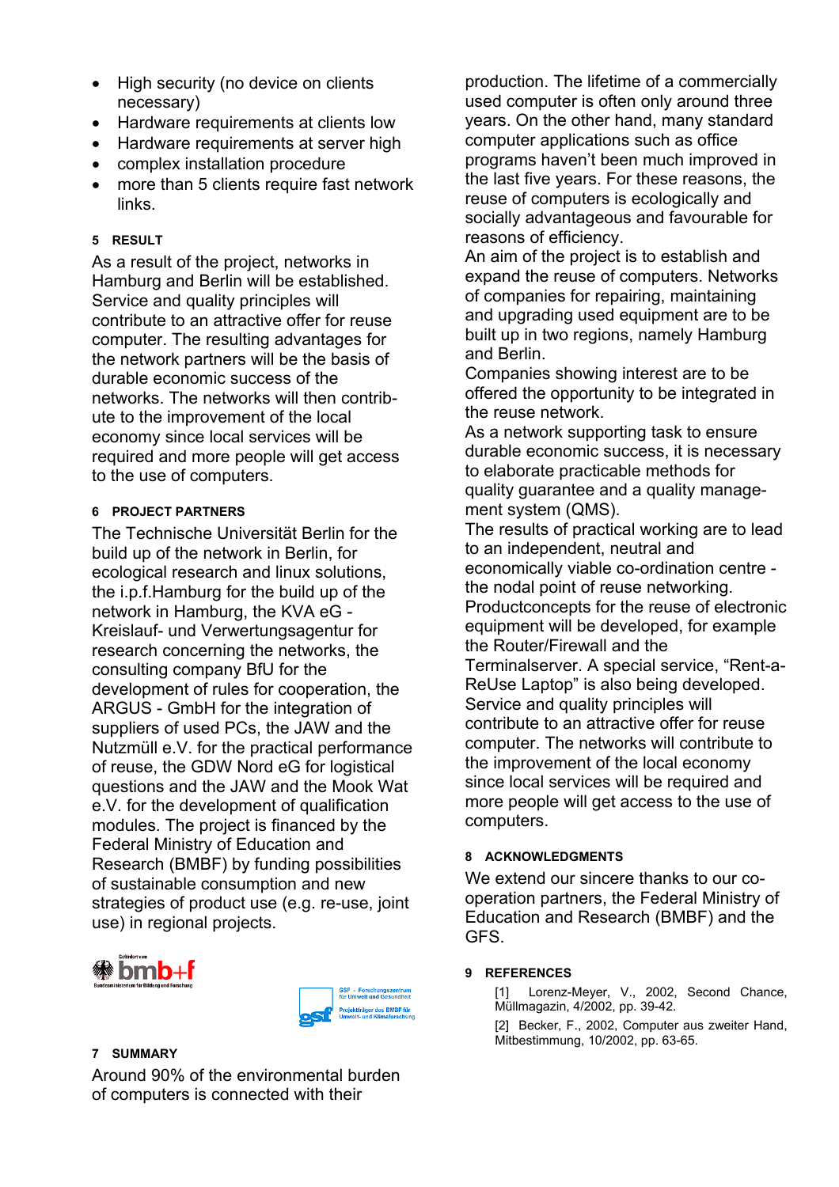- High security (no device on clients necessary)
- Hardware requirements at clients low
- Hardware requirements at server high
- complex installation procedure
- more than 5 clients require fast network links.

## 5 RESULT

As a result of the project, networks in Hamburg and Berlin will be established. Service and quality principles will contribute to an attractive offer for reuse computer. The resulting advantages for the network partners will be the basis of durable economic success of the networks. The networks will then contribute to the improvement of the local economy since local services will be required and more people will get access to the use of computers.

## 6 PROJECT PARTNERS

The Technische Universität Berlin for the build up of the network in Berlin, for ecological research and linux solutions, the i.p.f.Hamburg for the build up of the network in Hamburg, the KVA eG - Kreislauf- und Verwertungsagentur for research concerning the networks, the consulting company BfU for the development of rules for cooperation, the ARGUS - GmbH for the integration of suppliers of used PCs, the JAW and the Nutzmüll e.V. for the practical performance of reuse, the GDW Nord eG for logistical questions and the JAW and the Mook Wat e.V. for the development of qualification modules. The project is financed by the Federal Ministry of Education and Research (BMBF) by funding possibilities of sustainable consumption and new strategies of product use (e.g. re-use, joint use) in regional projects.

Gefördert vom bmb+f Bundesministerium für Bildung und Forschung

GSF - Forschungszentrum für Umwelt und Gesundheit
Projektträger des BMBF für Umwelt- und Klimaforschung

## 7 SUMMARY

Around 90% of the environmental burden of computers is connected with their production. The lifetime of a commercially used computer is often only around three years. On the other hand, many standard computer applications such as office programs haven't been much improved in the last five years. For these reasons, the reuse of computers is ecologically and socially advantageous and favourable for reasons of efficiency.

An aim of the project is to establish and expand the reuse of computers. Networks of companies for repairing, maintaining and upgrading used equipment are to be built up in two regions, namely Hamburg and Berlin.

Companies showing interest are to be offered the opportunity to be integrated in the reuse network.

As a network supporting task to ensure durable economic success, it is necessary to elaborate practicable methods for quality guarantee and a quality management system (QMS).

The results of practical working are to lead to an independent, neutral and economically viable co-ordination centre - the nodal point of reuse networking.

Productconcepts for the reuse of electronic equipment will be developed, for example the Router/Firewall and the Terminalserver. A special service, "Rent-a-ReUse Laptop" is also being developed.

Service and quality principles will contribute to an attractive offer for reuse computer. The networks will contribute to the improvement of the local economy since local services will be required and more people will get access to the use of computers.

## 8 ACKNOWLEDGMENTS

We extend our sincere thanks to our co-operation partners, the Federal Ministry of Education and Research (BMBF) and the GFS.

## 9 REFERENCES

[1] Lorenz-Meyer, V., 2002, Second Chance, Müllmagazin, 4/2002, pp. 39-42.

[2] Becker, F., 2002, Computer aus zweiter Hand, Mitbestimmung, 10/2002, pp. 63-65.